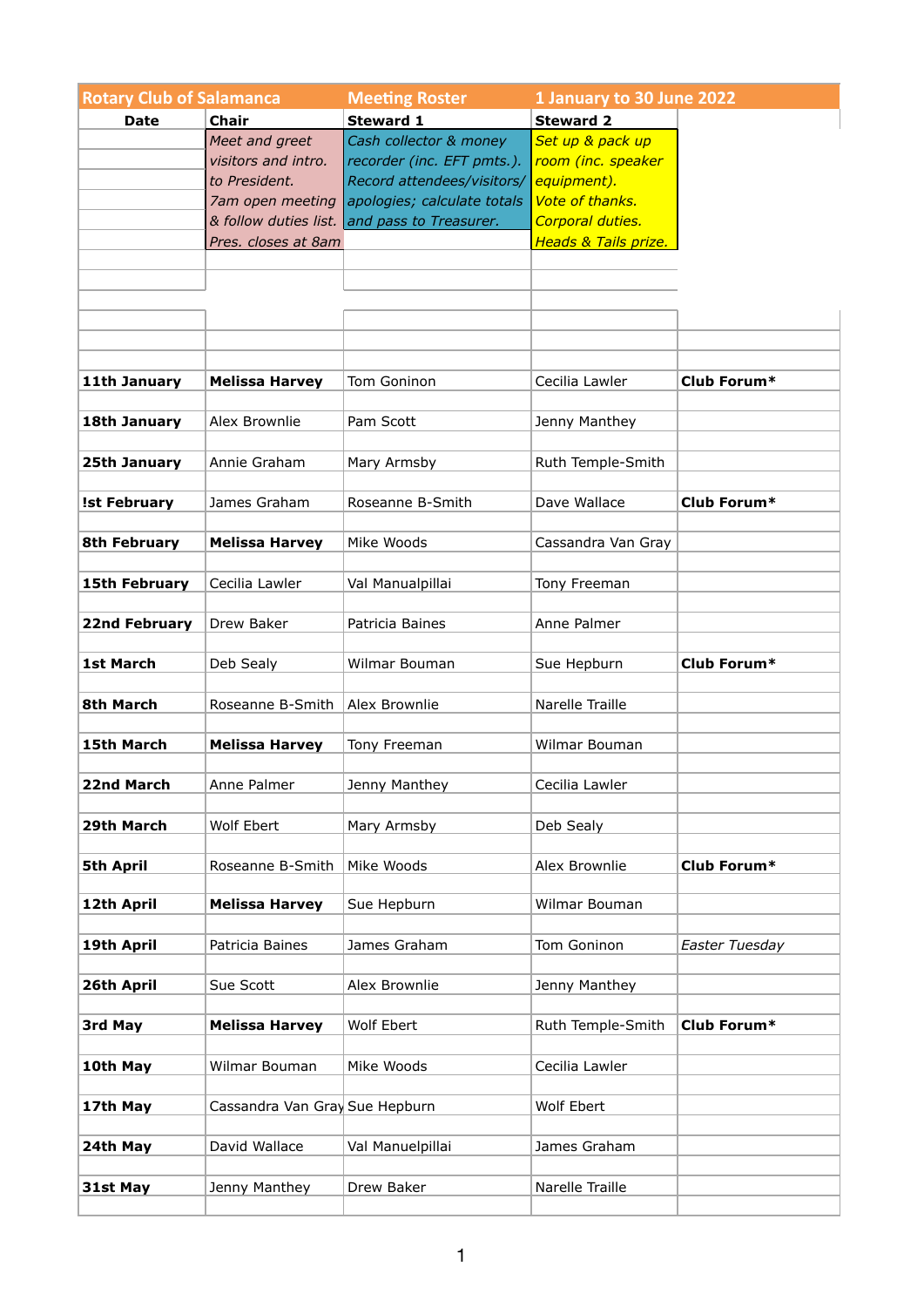| Rotary Club of Salamanca | Meeting Roster | 1 January to 30 June 2022 | | |
|---|---|---|---|---|
| **Date** | **Chair** | **Steward 1** | **Steward 2** | |
| | *Meet and greet visitors and intro. to President. 7am open meeting & follow duties list. Pres. closes at 8am* | *Cash collector & money recorder (inc. EFT pmts.). Record attendees/visitors/ apologies; calculate totals and pass to Treasurer.* | *Set up & pack up room (inc. speaker equipment). Vote of thanks. Corporal duties. Heads & Tails prize.* | |
| **11th January** | **Melissa Harvey** | Tom Goninon | Cecilia Lawler | **Club Forum*** |
| **18th January** | Alex Brownlie | Pam Scott | Jenny Manthey | |
| **25th January** | Annie Graham | Mary Armsby | Ruth Temple-Smith | |
| **!st February** | James Graham | Roseanne B-Smith | Dave Wallace | **Club Forum*** |
| **8th February** | **Melissa Harvey** | Mike Woods | Cassandra Van Gray | |
| **15th February** | Cecilia Lawler | Val Manualpillai | Tony Freeman | |
| **22nd February** | Drew Baker | Patricia Baines | Anne Palmer | |
| **1st March** | Deb Sealy | Wilmar Bouman | Sue Hepburn | **Club Forum*** |
| **8th March** | Roseanne B-Smith | Alex Brownlie | Narelle Traille | |
| **15th March** | **Melissa Harvey** | Tony Freeman | Wilmar Bouman | |
| **22nd March** | Anne Palmer | Jenny Manthey | Cecilia Lawler | |
| **29th March** | Wolf Ebert | Mary Armsby | Deb Sealy | |
| **5th April** | Roseanne B-Smith | Mike Woods | Alex Brownlie | **Club Forum*** |
| **12th April** | **Melissa Harvey** | Sue Hepburn | Wilmar Bouman | |
| **19th April** | Patricia Baines | James Graham | Tom Goninon | *Easter Tuesday* |
| **26th April** | Sue Scott | Alex Brownlie | Jenny Manthey | |
| **3rd May** | **Melissa Harvey** | Wolf Ebert | Ruth Temple-Smith | **Club Forum*** |
| **10th May** | Wilmar Bouman | Mike Woods | Cecilia Lawler | |
| **17th May** | Cassandra Van Gray | Sue Hepburn | Wolf Ebert | |
| **24th May** | David Wallace | Val Manuelpillai | James Graham | |
| **31st May** | Jenny Manthey | Drew Baker | Narelle Traille | |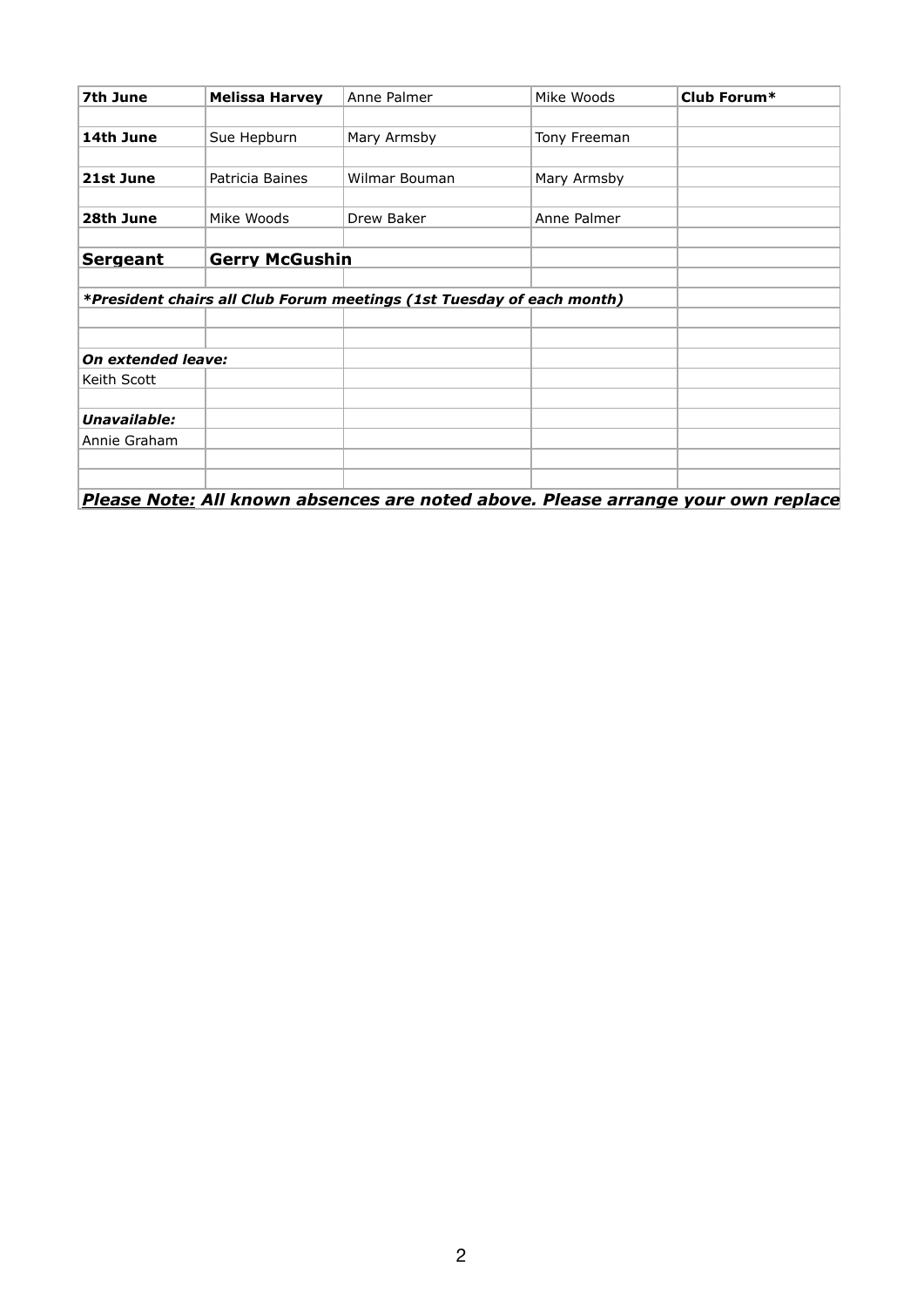| | | | | |
|---|---|---|---|---|
| **7th June** | **Melissa Harvey** | Anne Palmer | Mike Woods | **Club Forum*** |
| | | | | |
| **14th June** | Sue Hepburn | Mary Armsby | Tony Freeman | |
| | | | | |
| **21st June** | Patricia Baines | Wilmar Bouman | Mary Armsby | |
| | | | | |
| **28th June** | Mike Woods | Drew Baker | Anne Palmer | |
| | | | | |
| **Sergeant** | **Gerry McGushin** | | | |
| | | | | |
| ***President chairs all Club Forum meetings (1st Tuesday of each month)*** | | | | |
| | | | | |
| | | | | |
| ***On extended leave:*** | | | | |
| Keith Scott | | | | |
| | | | | |
| ***Unavailable:*** | | | | |
| Annie Graham | | | | |
| | | | | |
| | | | | |

***<u>Please Note:</u> All known absences are noted above. Please arrange your own replace***